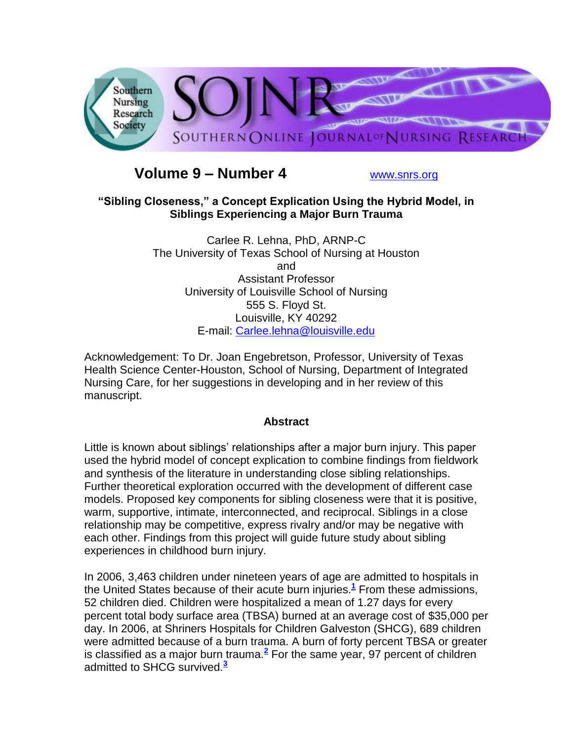# Volume 9 – Number 4

www.snrs.org

## "Sibling Closeness," a Concept Explication Using the Hybrid Model, in Siblings Experiencing a Major Burn Trauma

Carlee R. Lehna, PhD, ARNP-C
The University of Texas School of Nursing at Houston
and
Assistant Professor
University of Louisville School of Nursing
555 S. Floyd St.
Louisville, KY 40292
E-mail: Carlee.lehna@louisville.edu

Acknowledgement: To Dr. Joan Engebretson, Professor, University of Texas Health Science Center-Houston, School of Nursing, Department of Integrated Nursing Care, for her suggestions in developing and in her review of this manuscript.

### Abstract

Little is known about siblings' relationships after a major burn injury. This paper used the hybrid model of concept explication to combine findings from fieldwork and synthesis of the literature in understanding close sibling relationships. Further theoretical exploration occurred with the development of different case models. Proposed key components for sibling closeness were that it is positive, warm, supportive, intimate, interconnected, and reciprocal. Siblings in a close relationship may be competitive, express rivalry and/or may be negative with each other. Findings from this project will guide future study about sibling experiences in childhood burn injury.

In 2006, 3,463 children under nineteen years of age are admitted to hospitals in the United States because of their acute burn injuries.[1] From these admissions, 52 children died. Children were hospitalized a mean of 1.27 days for every percent total body surface area (TBSA) burned at an average cost of $35,000 per day. In 2006, at Shriners Hospitals for Children Galveston (SHCG), 689 children were admitted because of a burn trauma. A burn of forty percent TBSA or greater is classified as a major burn trauma.[2] For the same year, 97 percent of children admitted to SHCG survived.[3]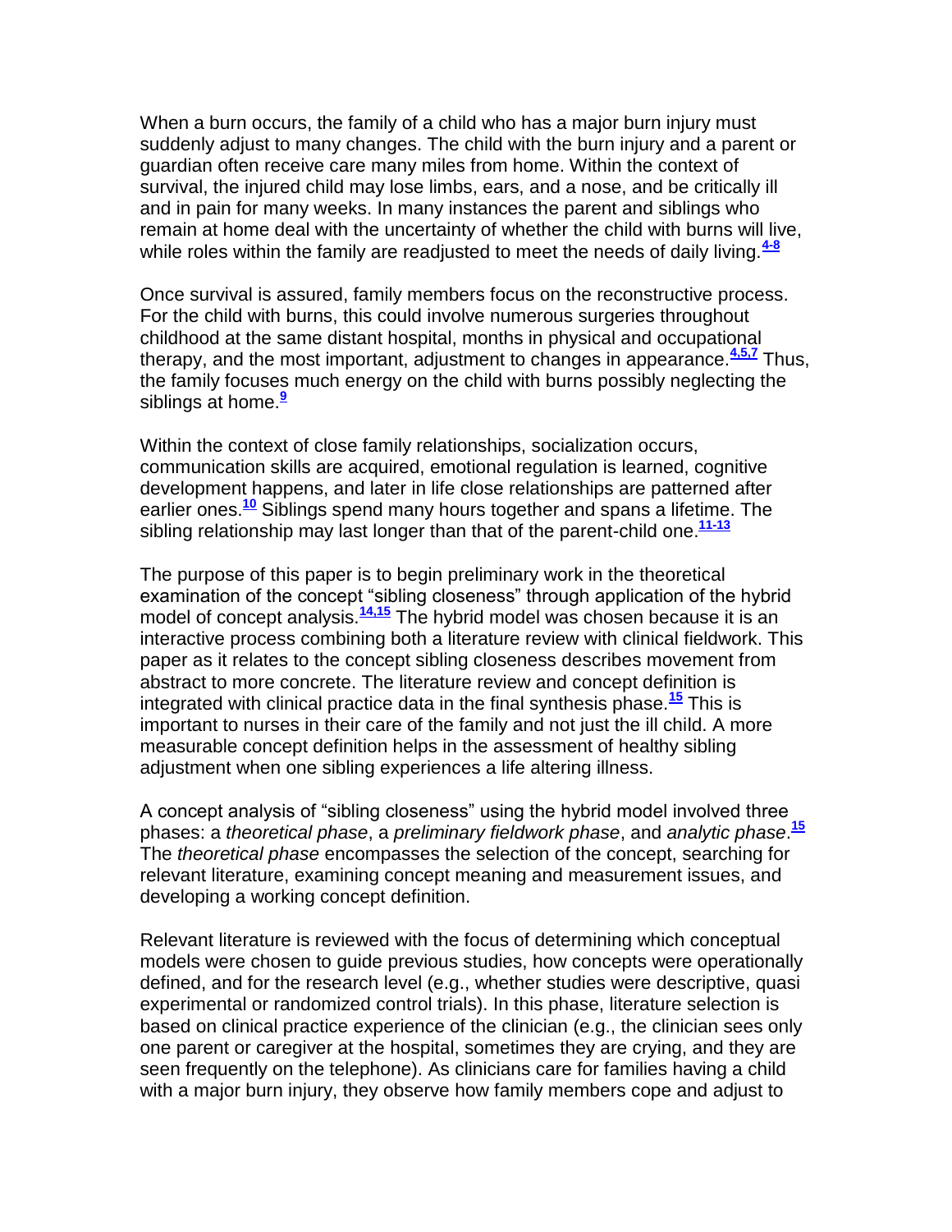When a burn occurs, the family of a child who has a major burn injury must suddenly adjust to many changes. The child with the burn injury and a parent or guardian often receive care many miles from home. Within the context of survival, the injured child may lose limbs, ears, and a nose, and be critically ill and in pain for many weeks. In many instances the parent and siblings who remain at home deal with the uncertainty of whether the child with burns will live, while roles within the family are readjusted to meet the needs of daily living.[4-8]

Once survival is assured, family members focus on the reconstructive process. For the child with burns, this could involve numerous surgeries throughout childhood at the same distant hospital, months in physical and occupational therapy, and the most important, adjustment to changes in appearance.[4,5,7] Thus, the family focuses much energy on the child with burns possibly neglecting the siblings at home.[9]

Within the context of close family relationships, socialization occurs, communication skills are acquired, emotional regulation is learned, cognitive development happens, and later in life close relationships are patterned after earlier ones.[10] Siblings spend many hours together and spans a lifetime. The sibling relationship may last longer than that of the parent-child one.[11-13]

The purpose of this paper is to begin preliminary work in the theoretical examination of the concept "sibling closeness" through application of the hybrid model of concept analysis.[14,15] The hybrid model was chosen because it is an interactive process combining both a literature review with clinical fieldwork. This paper as it relates to the concept sibling closeness describes movement from abstract to more concrete. The literature review and concept definition is integrated with clinical practice data in the final synthesis phase.[15] This is important to nurses in their care of the family and not just the ill child. A more measurable concept definition helps in the assessment of healthy sibling adjustment when one sibling experiences a life altering illness.

A concept analysis of "sibling closeness" using the hybrid model involved three phases: a *theoretical phase*, a *preliminary fieldwork phase*, and *analytic phase*.[15] The *theoretical phase* encompasses the selection of the concept, searching for relevant literature, examining concept meaning and measurement issues, and developing a working concept definition.

Relevant literature is reviewed with the focus of determining which conceptual models were chosen to guide previous studies, how concepts were operationally defined, and for the research level (e.g., whether studies were descriptive, quasi experimental or randomized control trials). In this phase, literature selection is based on clinical practice experience of the clinician (e.g., the clinician sees only one parent or caregiver at the hospital, sometimes they are crying, and they are seen frequently on the telephone). As clinicians care for families having a child with a major burn injury, they observe how family members cope and adjust to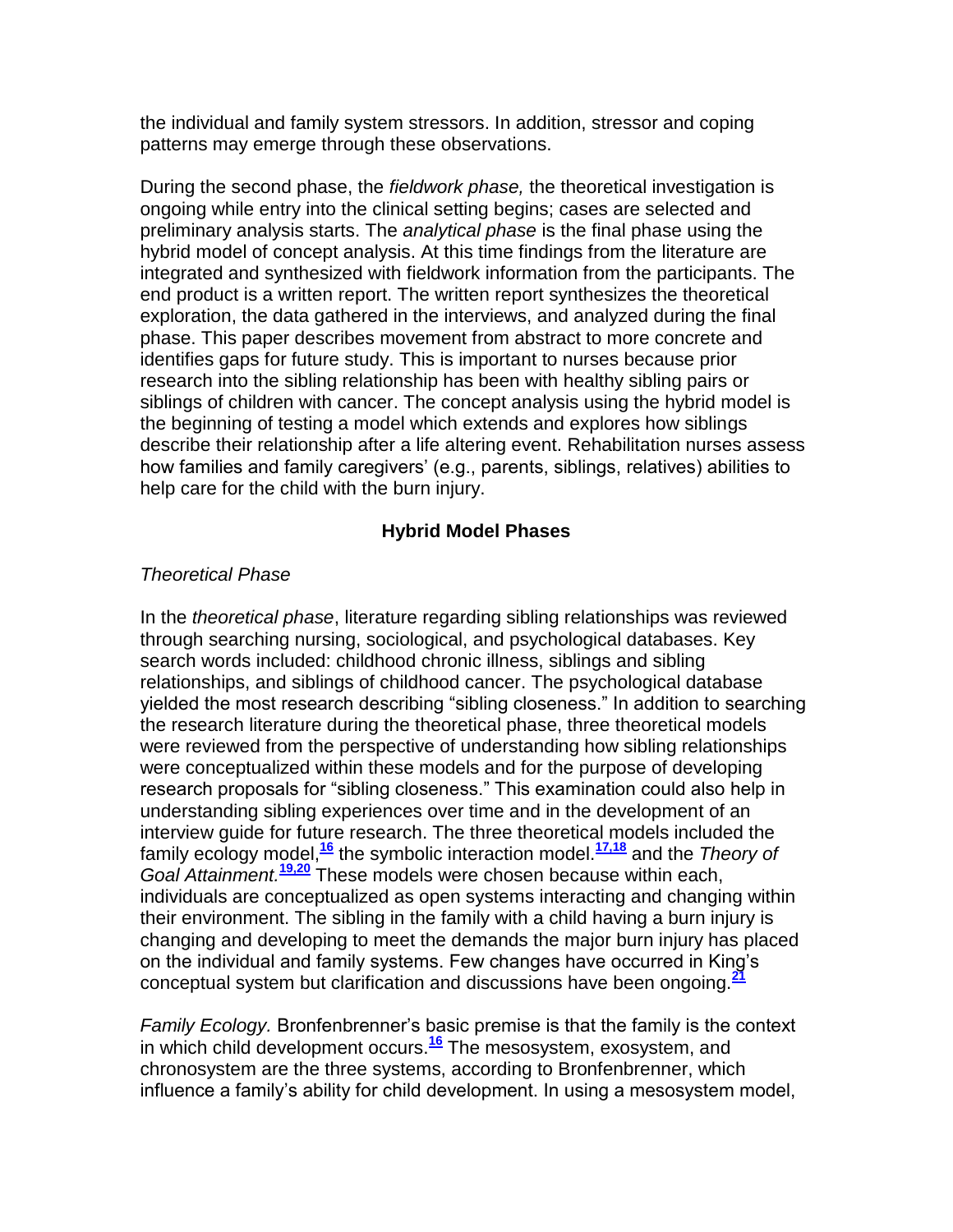the individual and family system stressors. In addition, stressor and coping patterns may emerge through these observations.

During the second phase, the *fieldwork phase,* the theoretical investigation is ongoing while entry into the clinical setting begins; cases are selected and preliminary analysis starts. The *analytical phase* is the final phase using the hybrid model of concept analysis. At this time findings from the literature are integrated and synthesized with fieldwork information from the participants. The end product is a written report. The written report synthesizes the theoretical exploration, the data gathered in the interviews, and analyzed during the final phase. This paper describes movement from abstract to more concrete and identifies gaps for future study. This is important to nurses because prior research into the sibling relationship has been with healthy sibling pairs or siblings of children with cancer. The concept analysis using the hybrid model is the beginning of testing a model which extends and explores how siblings describe their relationship after a life altering event. Rehabilitation nurses assess how families and family caregivers' (e.g., parents, siblings, relatives) abilities to help care for the child with the burn injury.

## Hybrid Model Phases

*Theoretical Phase*

In the *theoretical phase*, literature regarding sibling relationships was reviewed through searching nursing, sociological, and psychological databases. Key search words included: childhood chronic illness, siblings and sibling relationships, and siblings of childhood cancer. The psychological database yielded the most research describing "sibling closeness." In addition to searching the research literature during the theoretical phase, three theoretical models were reviewed from the perspective of understanding how sibling relationships were conceptualized within these models and for the purpose of developing research proposals for "sibling closeness." This examination could also help in understanding sibling experiences over time and in the development of an interview guide for future research. The three theoretical models included the family ecology model,[16] the symbolic interaction model.[17,18] and the *Theory of Goal Attainment.*[19,20] These models were chosen because within each, individuals are conceptualized as open systems interacting and changing within their environment. The sibling in the family with a child having a burn injury is changing and developing to meet the demands the major burn injury has placed on the individual and family systems. Few changes have occurred in King's conceptual system but clarification and discussions have been ongoing.[21]

*Family Ecology.* Bronfenbrenner's basic premise is that the family is the context in which child development occurs.[16] The mesosystem, exosystem, and chronosystem are the three systems, according to Bronfenbrenner, which influence a family's ability for child development. In using a mesosystem model,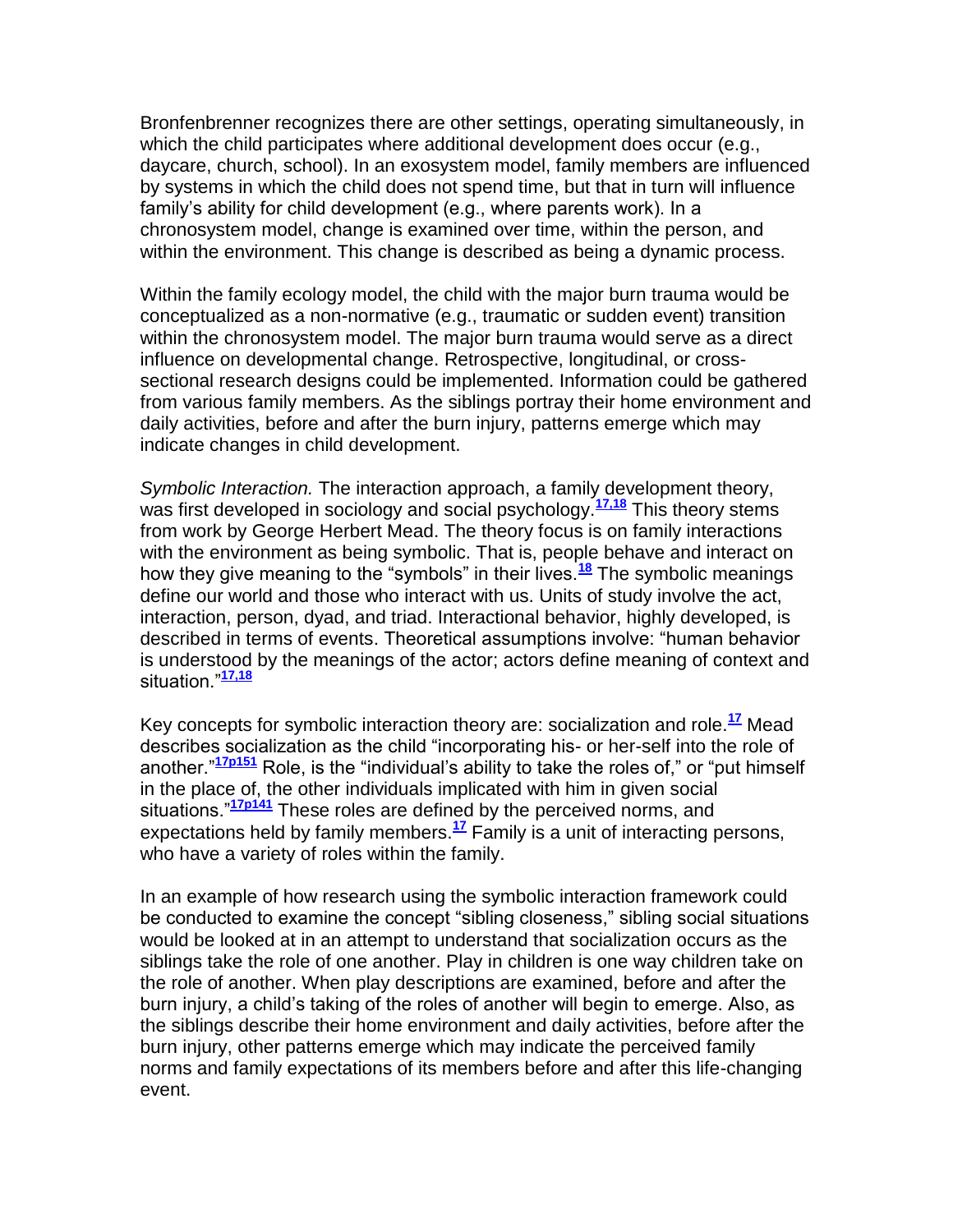Bronfenbrenner recognizes there are other settings, operating simultaneously, in which the child participates where additional development does occur (e.g., daycare, church, school). In an exosystem model, family members are influenced by systems in which the child does not spend time, but that in turn will influence family's ability for child development (e.g., where parents work). In a chronosystem model, change is examined over time, within the person, and within the environment. This change is described as being a dynamic process.

Within the family ecology model, the child with the major burn trauma would be conceptualized as a non-normative (e.g., traumatic or sudden event) transition within the chronosystem model. The major burn trauma would serve as a direct influence on developmental change. Retrospective, longitudinal, or cross-sectional research designs could be implemented. Information could be gathered from various family members. As the siblings portray their home environment and daily activities, before and after the burn injury, patterns emerge which may indicate changes in child development.

*Symbolic Interaction.* The interaction approach, a family development theory, was first developed in sociology and social psychology.[17,18] This theory stems from work by George Herbert Mead. The theory focus is on family interactions with the environment as being symbolic. That is, people behave and interact on how they give meaning to the "symbols" in their lives.[18] The symbolic meanings define our world and those who interact with us. Units of study involve the act, interaction, person, dyad, and triad. Interactional behavior, highly developed, is described in terms of events. Theoretical assumptions involve: "human behavior is understood by the meanings of the actor; actors define meaning of context and situation."[17,18]

Key concepts for symbolic interaction theory are: socialization and role.[17] Mead describes socialization as the child "incorporating his- or her-self into the role of another."[17p151] Role, is the "individual's ability to take the roles of," or "put himself in the place of, the other individuals implicated with him in given social situations."[17p141] These roles are defined by the perceived norms, and expectations held by family members.[17] Family is a unit of interacting persons, who have a variety of roles within the family.

In an example of how research using the symbolic interaction framework could be conducted to examine the concept "sibling closeness," sibling social situations would be looked at in an attempt to understand that socialization occurs as the siblings take the role of one another. Play in children is one way children take on the role of another. When play descriptions are examined, before and after the burn injury, a child's taking of the roles of another will begin to emerge. Also, as the siblings describe their home environment and daily activities, before after the burn injury, other patterns emerge which may indicate the perceived family norms and family expectations of its members before and after this life-changing event.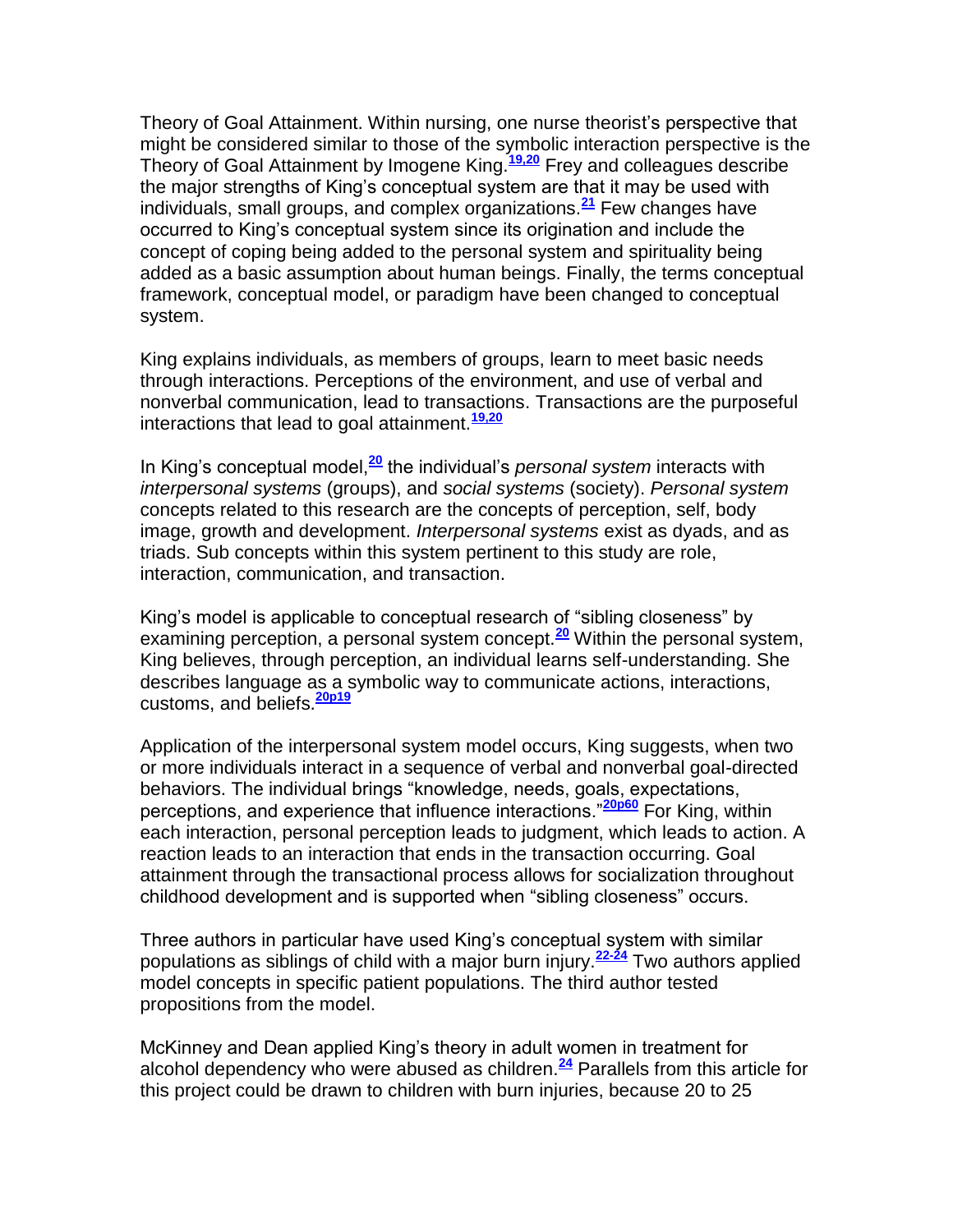Theory of Goal Attainment. Within nursing, one nurse theorist's perspective that might be considered similar to those of the symbolic interaction perspective is the Theory of Goal Attainment by Imogene King.[19,20] Frey and colleagues describe the major strengths of King's conceptual system are that it may be used with individuals, small groups, and complex organizations.[21] Few changes have occurred to King's conceptual system since its origination and include the concept of coping being added to the personal system and spirituality being added as a basic assumption about human beings. Finally, the terms conceptual framework, conceptual model, or paradigm have been changed to conceptual system.

King explains individuals, as members of groups, learn to meet basic needs through interactions. Perceptions of the environment, and use of verbal and nonverbal communication, lead to transactions. Transactions are the purposeful interactions that lead to goal attainment.[19,20]

In King's conceptual model,[20] the individual's *personal system* interacts with *interpersonal systems* (groups), and *social systems* (society). *Personal system* concepts related to this research are the concepts of perception, self, body image, growth and development. *Interpersonal systems* exist as dyads, and as triads. Sub concepts within this system pertinent to this study are role, interaction, communication, and transaction.

King's model is applicable to conceptual research of "sibling closeness" by examining perception, a personal system concept.[20] Within the personal system, King believes, through perception, an individual learns self-understanding. She describes language as a symbolic way to communicate actions, interactions, customs, and beliefs.[20p19]

Application of the interpersonal system model occurs, King suggests, when two or more individuals interact in a sequence of verbal and nonverbal goal-directed behaviors. The individual brings "knowledge, needs, goals, expectations, perceptions, and experience that influence interactions."[20p60] For King, within each interaction, personal perception leads to judgment, which leads to action. A reaction leads to an interaction that ends in the transaction occurring. Goal attainment through the transactional process allows for socialization throughout childhood development and is supported when "sibling closeness" occurs.

Three authors in particular have used King's conceptual system with similar populations as siblings of child with a major burn injury.[22-24] Two authors applied model concepts in specific patient populations. The third author tested propositions from the model.

McKinney and Dean applied King's theory in adult women in treatment for alcohol dependency who were abused as children.[24] Parallels from this article for this project could be drawn to children with burn injuries, because 20 to 25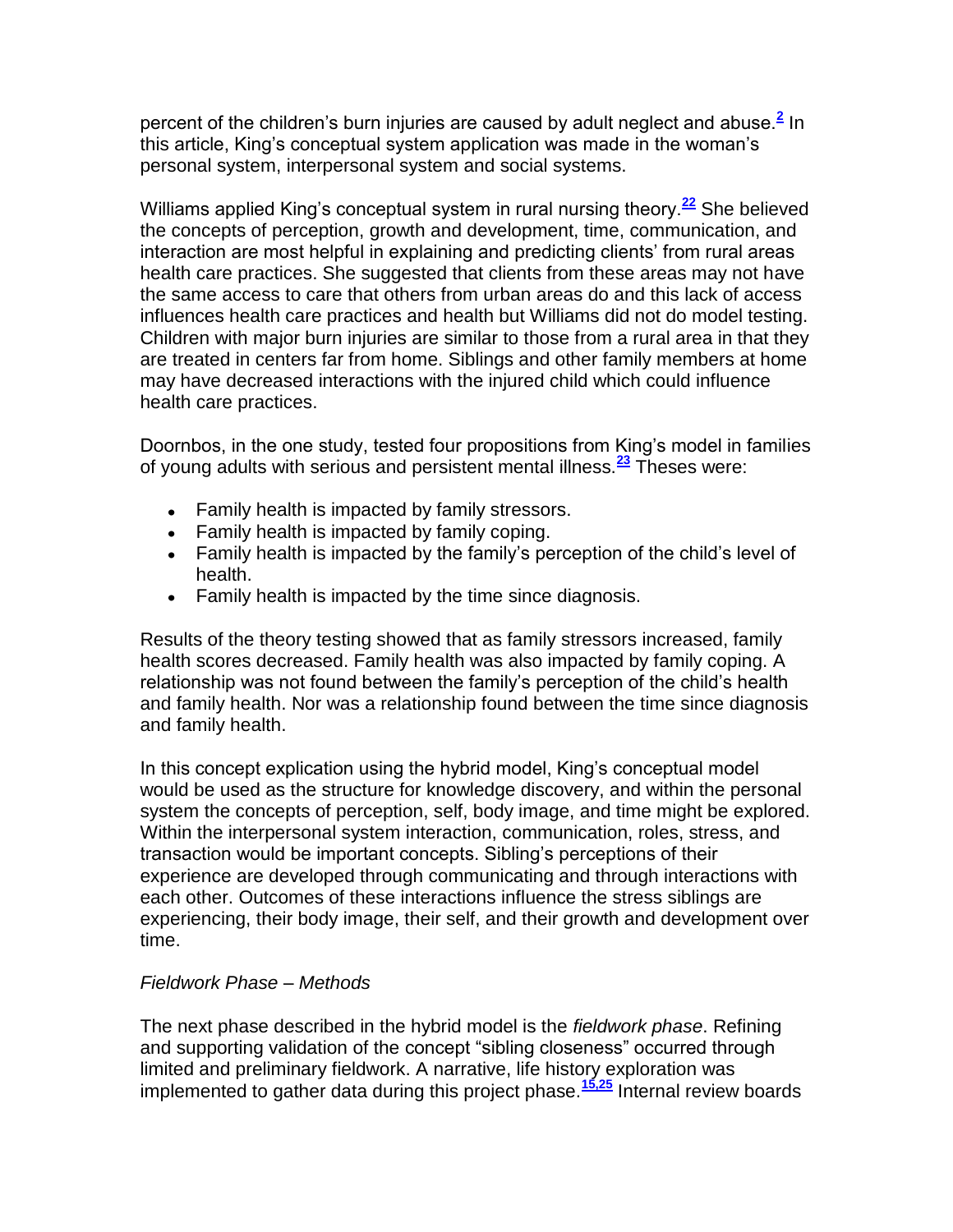percent of the children's burn injuries are caused by adult neglect and abuse.[2] In this article, King's conceptual system application was made in the woman's personal system, interpersonal system and social systems.

Williams applied King's conceptual system in rural nursing theory.[22] She believed the concepts of perception, growth and development, time, communication, and interaction are most helpful in explaining and predicting clients' from rural areas health care practices. She suggested that clients from these areas may not have the same access to care that others from urban areas do and this lack of access influences health care practices and health but Williams did not do model testing. Children with major burn injuries are similar to those from a rural area in that they are treated in centers far from home. Siblings and other family members at home may have decreased interactions with the injured child which could influence health care practices.

Doornbos, in the one study, tested four propositions from King's model in families of young adults with serious and persistent mental illness.[23] Theses were:

- Family health is impacted by family stressors.
- Family health is impacted by family coping.
- Family health is impacted by the family's perception of the child's level of health.
- Family health is impacted by the time since diagnosis.

Results of the theory testing showed that as family stressors increased, family health scores decreased. Family health was also impacted by family coping. A relationship was not found between the family's perception of the child's health and family health. Nor was a relationship found between the time since diagnosis and family health.

In this concept explication using the hybrid model, King's conceptual model would be used as the structure for knowledge discovery, and within the personal system the concepts of perception, self, body image, and time might be explored. Within the interpersonal system interaction, communication, roles, stress, and transaction would be important concepts. Sibling's perceptions of their experience are developed through communicating and through interactions with each other. Outcomes of these interactions influence the stress siblings are experiencing, their body image, their self, and their growth and development over time.

*Fieldwork Phase – Methods*

The next phase described in the hybrid model is the *fieldwork phase*. Refining and supporting validation of the concept "sibling closeness" occurred through limited and preliminary fieldwork. A narrative, life history exploration was implemented to gather data during this project phase.[15,25] Internal review boards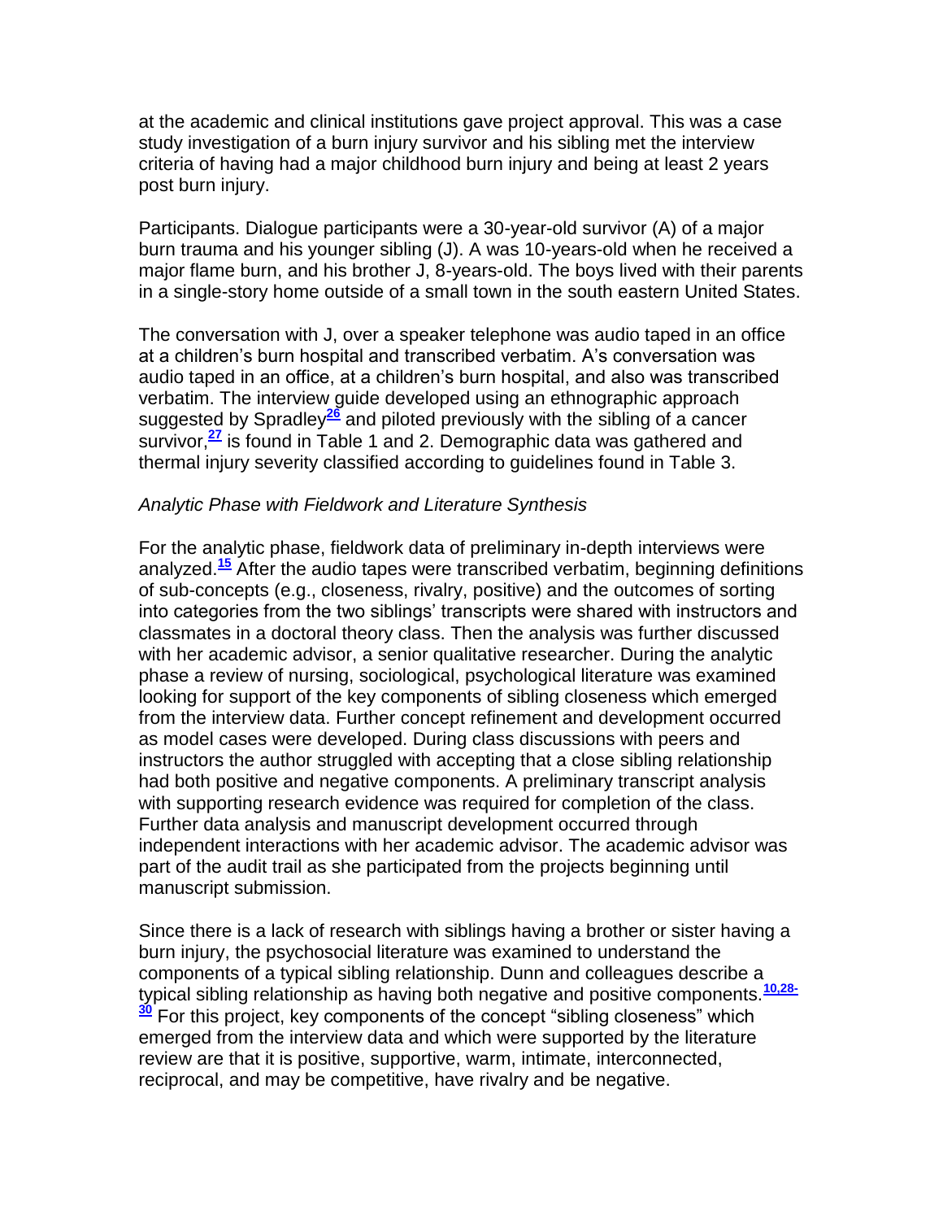at the academic and clinical institutions gave project approval. This was a case study investigation of a burn injury survivor and his sibling met the interview criteria of having had a major childhood burn injury and being at least 2 years post burn injury.

Participants. Dialogue participants were a 30-year-old survivor (A) of a major burn trauma and his younger sibling (J). A was 10-years-old when he received a major flame burn, and his brother J, 8-years-old. The boys lived with their parents in a single-story home outside of a small town in the south eastern United States.

The conversation with J, over a speaker telephone was audio taped in an office at a children's burn hospital and transcribed verbatim. A's conversation was audio taped in an office, at a children's burn hospital, and also was transcribed verbatim. The interview guide developed using an ethnographic approach suggested by Spradley[26] and piloted previously with the sibling of a cancer survivor,[27] is found in Table 1 and 2. Demographic data was gathered and thermal injury severity classified according to guidelines found in Table 3.

*Analytic Phase with Fieldwork and Literature Synthesis*

For the analytic phase, fieldwork data of preliminary in-depth interviews were analyzed.[15] After the audio tapes were transcribed verbatim, beginning definitions of sub-concepts (e.g., closeness, rivalry, positive) and the outcomes of sorting into categories from the two siblings' transcripts were shared with instructors and classmates in a doctoral theory class. Then the analysis was further discussed with her academic advisor, a senior qualitative researcher. During the analytic phase a review of nursing, sociological, psychological literature was examined looking for support of the key components of sibling closeness which emerged from the interview data. Further concept refinement and development occurred as model cases were developed. During class discussions with peers and instructors the author struggled with accepting that a close sibling relationship had both positive and negative components. A preliminary transcript analysis with supporting research evidence was required for completion of the class. Further data analysis and manuscript development occurred through independent interactions with her academic advisor. The academic advisor was part of the audit trail as she participated from the projects beginning until manuscript submission.

Since there is a lack of research with siblings having a brother or sister having a burn injury, the psychosocial literature was examined to understand the components of a typical sibling relationship. Dunn and colleagues describe a typical sibling relationship as having both negative and positive components.[10,28-30] For this project, key components of the concept "sibling closeness" which emerged from the interview data and which were supported by the literature review are that it is positive, supportive, warm, intimate, interconnected, reciprocal, and may be competitive, have rivalry and be negative.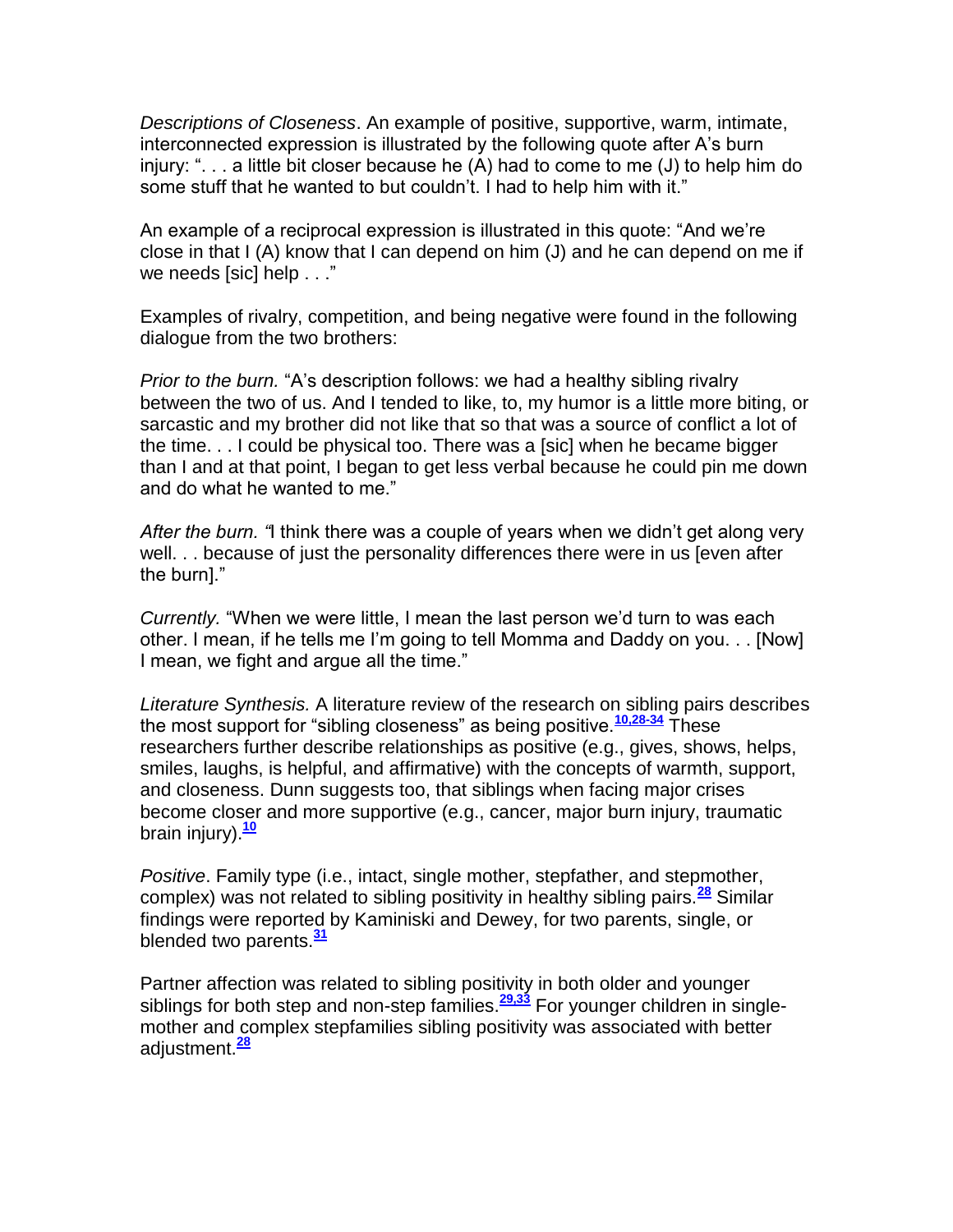*Descriptions of Closeness*. An example of positive, supportive, warm, intimate, interconnected expression is illustrated by the following quote after A's burn injury: ". . . a little bit closer because he (A) had to come to me (J) to help him do some stuff that he wanted to but couldn't. I had to help him with it."

An example of a reciprocal expression is illustrated in this quote: "And we're close in that I (A) know that I can depend on him (J) and he can depend on me if we needs [sic] help . . ."

Examples of rivalry, competition, and being negative were found in the following dialogue from the two brothers:

*Prior to the burn.* "A's description follows: we had a healthy sibling rivalry between the two of us. And I tended to like, to, my humor is a little more biting, or sarcastic and my brother did not like that so that was a source of conflict a lot of the time. . . I could be physical too. There was a [sic] when he became bigger than I and at that point, I began to get less verbal because he could pin me down and do what he wanted to me."

*After the burn. "*I think there was a couple of years when we didn't get along very well. . . because of just the personality differences there were in us [even after the burn]."

*Currently.* "When we were little, I mean the last person we'd turn to was each other. I mean, if he tells me I'm going to tell Momma and Daddy on you. . . [Now] I mean, we fight and argue all the time."

*Literature Synthesis.* A literature review of the research on sibling pairs describes the most support for "sibling closeness" as being positive.[10,28-34] These researchers further describe relationships as positive (e.g., gives, shows, helps, smiles, laughs, is helpful, and affirmative) with the concepts of warmth, support, and closeness. Dunn suggests too, that siblings when facing major crises become closer and more supportive (e.g., cancer, major burn injury, traumatic brain injury).[10]

*Positive*. Family type (i.e., intact, single mother, stepfather, and stepmother, complex) was not related to sibling positivity in healthy sibling pairs.[28] Similar findings were reported by Kaminiski and Dewey, for two parents, single, or blended two parents.[31]

Partner affection was related to sibling positivity in both older and younger siblings for both step and non-step families.[29,33] For younger children in single-mother and complex stepfamilies sibling positivity was associated with better adjustment.[28]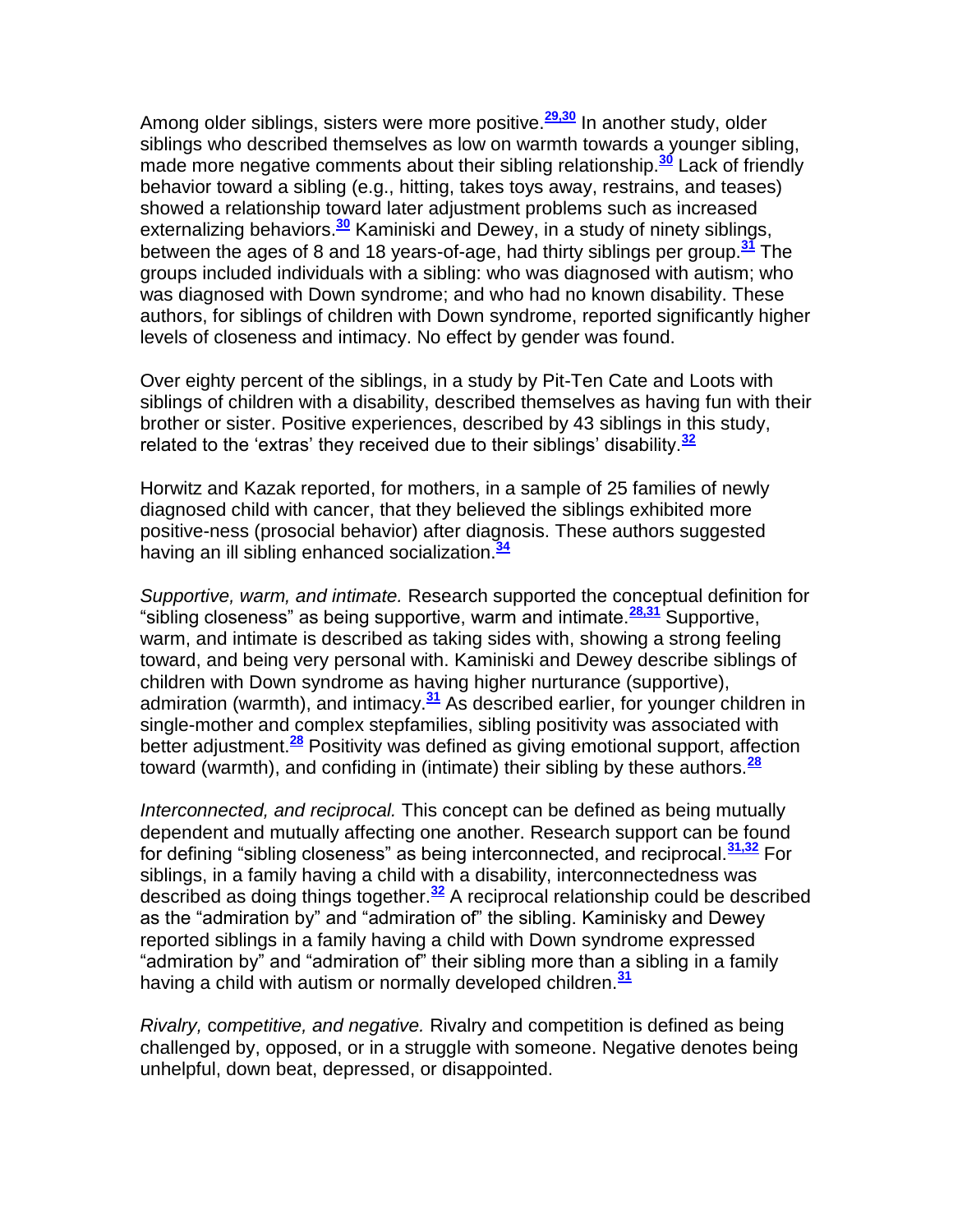Among older siblings, sisters were more positive.[29,30] In another study, older siblings who described themselves as low on warmth towards a younger sibling, made more negative comments about their sibling relationship.[30] Lack of friendly behavior toward a sibling (e.g., hitting, takes toys away, restrains, and teases) showed a relationship toward later adjustment problems such as increased externalizing behaviors.[30] Kaminiski and Dewey, in a study of ninety siblings, between the ages of 8 and 18 years-of-age, had thirty siblings per group.[31] The groups included individuals with a sibling: who was diagnosed with autism; who was diagnosed with Down syndrome; and who had no known disability. These authors, for siblings of children with Down syndrome, reported significantly higher levels of closeness and intimacy. No effect by gender was found.

Over eighty percent of the siblings, in a study by Pit-Ten Cate and Loots with siblings of children with a disability, described themselves as having fun with their brother or sister. Positive experiences, described by 43 siblings in this study, related to the 'extras' they received due to their siblings' disability.[32]

Horwitz and Kazak reported, for mothers, in a sample of 25 families of newly diagnosed child with cancer, that they believed the siblings exhibited more positive-ness (prosocial behavior) after diagnosis. These authors suggested having an ill sibling enhanced socialization.[34]

*Supportive, warm, and intimate.* Research supported the conceptual definition for "sibling closeness" as being supportive, warm and intimate.[28,31] Supportive, warm, and intimate is described as taking sides with, showing a strong feeling toward, and being very personal with. Kaminiski and Dewey describe siblings of children with Down syndrome as having higher nurturance (supportive), admiration (warmth), and intimacy.[31] As described earlier, for younger children in single-mother and complex stepfamilies, sibling positivity was associated with better adjustment.[28] Positivity was defined as giving emotional support, affection toward (warmth), and confiding in (intimate) their sibling by these authors.[28]

*Interconnected, and reciprocal.* This concept can be defined as being mutually dependent and mutually affecting one another. Research support can be found for defining "sibling closeness" as being interconnected, and reciprocal.[31,32] For siblings, in a family having a child with a disability, interconnectedness was described as doing things together.[32] A reciprocal relationship could be described as the "admiration by" and "admiration of" the sibling. Kaminisky and Dewey reported siblings in a family having a child with Down syndrome expressed "admiration by" and "admiration of" their sibling more than a sibling in a family having a child with autism or normally developed children.[31]

*Rivalry, competitive, and negative.* Rivalry and competition is defined as being challenged by, opposed, or in a struggle with someone. Negative denotes being unhelpful, down beat, depressed, or disappointed.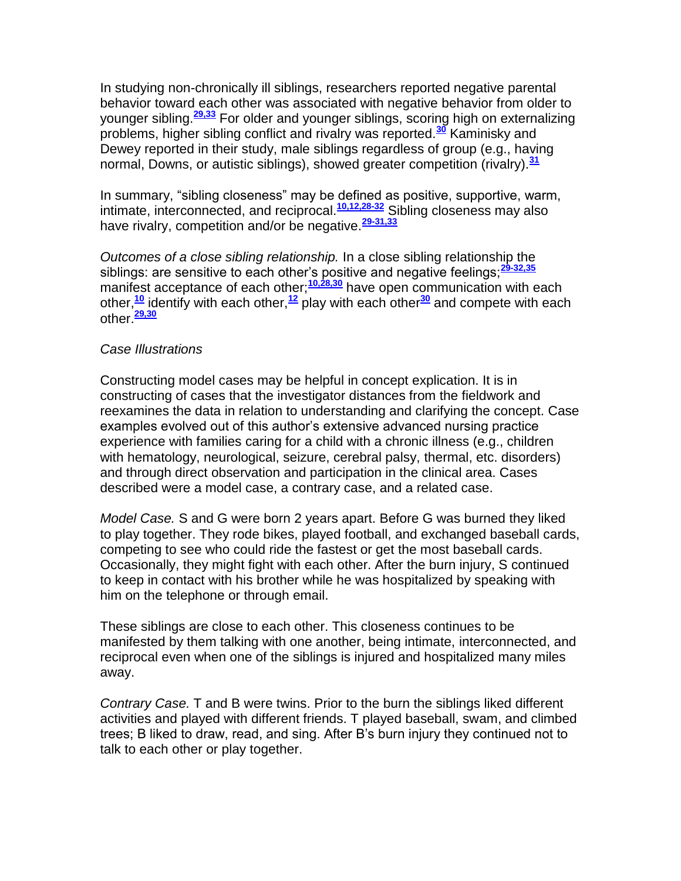In studying non-chronically ill siblings, researchers reported negative parental behavior toward each other was associated with negative behavior from older to younger sibling.[29,33] For older and younger siblings, scoring high on externalizing problems, higher sibling conflict and rivalry was reported.[30] Kaminisky and Dewey reported in their study, male siblings regardless of group (e.g., having normal, Downs, or autistic siblings), showed greater competition (rivalry).[31]

In summary, "sibling closeness" may be defined as positive, supportive, warm, intimate, interconnected, and reciprocal.[10,12,28-32] Sibling closeness may also have rivalry, competition and/or be negative.[29-31,33]

*Outcomes of a close sibling relationship.* In a close sibling relationship the siblings: are sensitive to each other's positive and negative feelings;[29-32,35] manifest acceptance of each other;[10,28,30] have open communication with each other,[10] identify with each other,[12] play with each other[30] and compete with each other.[29,30]

*Case Illustrations*

Constructing model cases may be helpful in concept explication. It is in constructing of cases that the investigator distances from the fieldwork and reexamines the data in relation to understanding and clarifying the concept. Case examples evolved out of this author's extensive advanced nursing practice experience with families caring for a child with a chronic illness (e.g., children with hematology, neurological, seizure, cerebral palsy, thermal, etc. disorders) and through direct observation and participation in the clinical area. Cases described were a model case, a contrary case, and a related case.

*Model Case.* S and G were born 2 years apart. Before G was burned they liked to play together. They rode bikes, played football, and exchanged baseball cards, competing to see who could ride the fastest or get the most baseball cards. Occasionally, they might fight with each other. After the burn injury, S continued to keep in contact with his brother while he was hospitalized by speaking with him on the telephone or through email.

These siblings are close to each other. This closeness continues to be manifested by them talking with one another, being intimate, interconnected, and reciprocal even when one of the siblings is injured and hospitalized many miles away.

*Contrary Case.* T and B were twins. Prior to the burn the siblings liked different activities and played with different friends. T played baseball, swam, and climbed trees; B liked to draw, read, and sing. After B's burn injury they continued not to talk to each other or play together.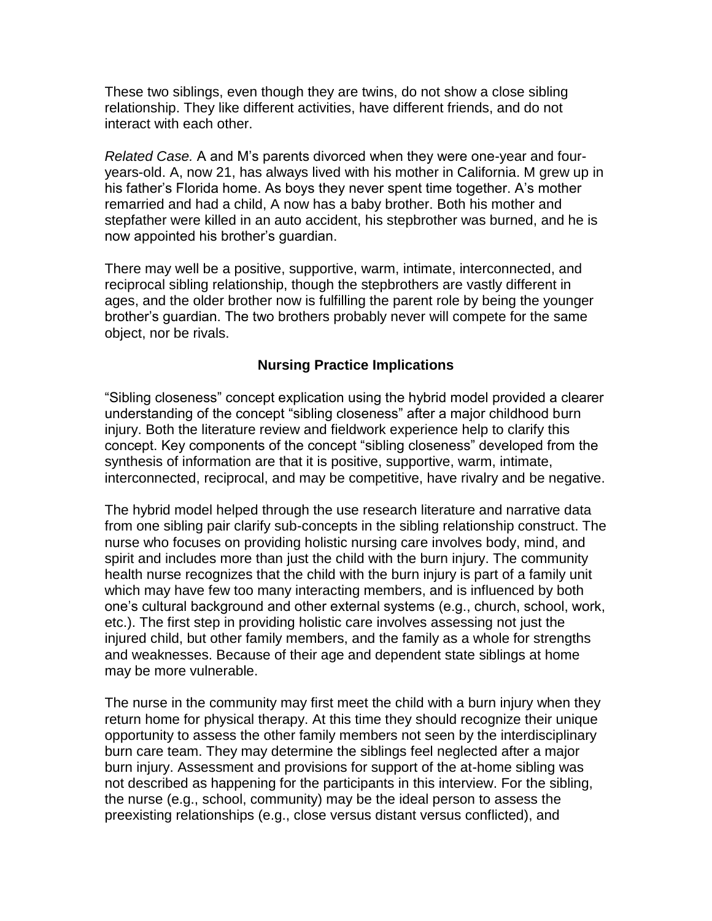These two siblings, even though they are twins, do not show a close sibling relationship. They like different activities, have different friends, and do not interact with each other.

*Related Case.* A and M's parents divorced when they were one-year and four-years-old. A, now 21, has always lived with his mother in California. M grew up in his father's Florida home. As boys they never spent time together. A's mother remarried and had a child, A now has a baby brother. Both his mother and stepfather were killed in an auto accident, his stepbrother was burned, and he is now appointed his brother's guardian.

There may well be a positive, supportive, warm, intimate, interconnected, and reciprocal sibling relationship, though the stepbrothers are vastly different in ages, and the older brother now is fulfilling the parent role by being the younger brother's guardian. The two brothers probably never will compete for the same object, nor be rivals.

## Nursing Practice Implications

"Sibling closeness" concept explication using the hybrid model provided a clearer understanding of the concept "sibling closeness" after a major childhood burn injury. Both the literature review and fieldwork experience help to clarify this concept. Key components of the concept "sibling closeness" developed from the synthesis of information are that it is positive, supportive, warm, intimate, interconnected, reciprocal, and may be competitive, have rivalry and be negative.

The hybrid model helped through the use research literature and narrative data from one sibling pair clarify sub-concepts in the sibling relationship construct. The nurse who focuses on providing holistic nursing care involves body, mind, and spirit and includes more than just the child with the burn injury. The community health nurse recognizes that the child with the burn injury is part of a family unit which may have few too many interacting members, and is influenced by both one's cultural background and other external systems (e.g., church, school, work, etc.). The first step in providing holistic care involves assessing not just the injured child, but other family members, and the family as a whole for strengths and weaknesses. Because of their age and dependent state siblings at home may be more vulnerable.

The nurse in the community may first meet the child with a burn injury when they return home for physical therapy. At this time they should recognize their unique opportunity to assess the other family members not seen by the interdisciplinary burn care team. They may determine the siblings feel neglected after a major burn injury. Assessment and provisions for support of the at-home sibling was not described as happening for the participants in this interview. For the sibling, the nurse (e.g., school, community) may be the ideal person to assess the preexisting relationships (e.g., close versus distant versus conflicted), and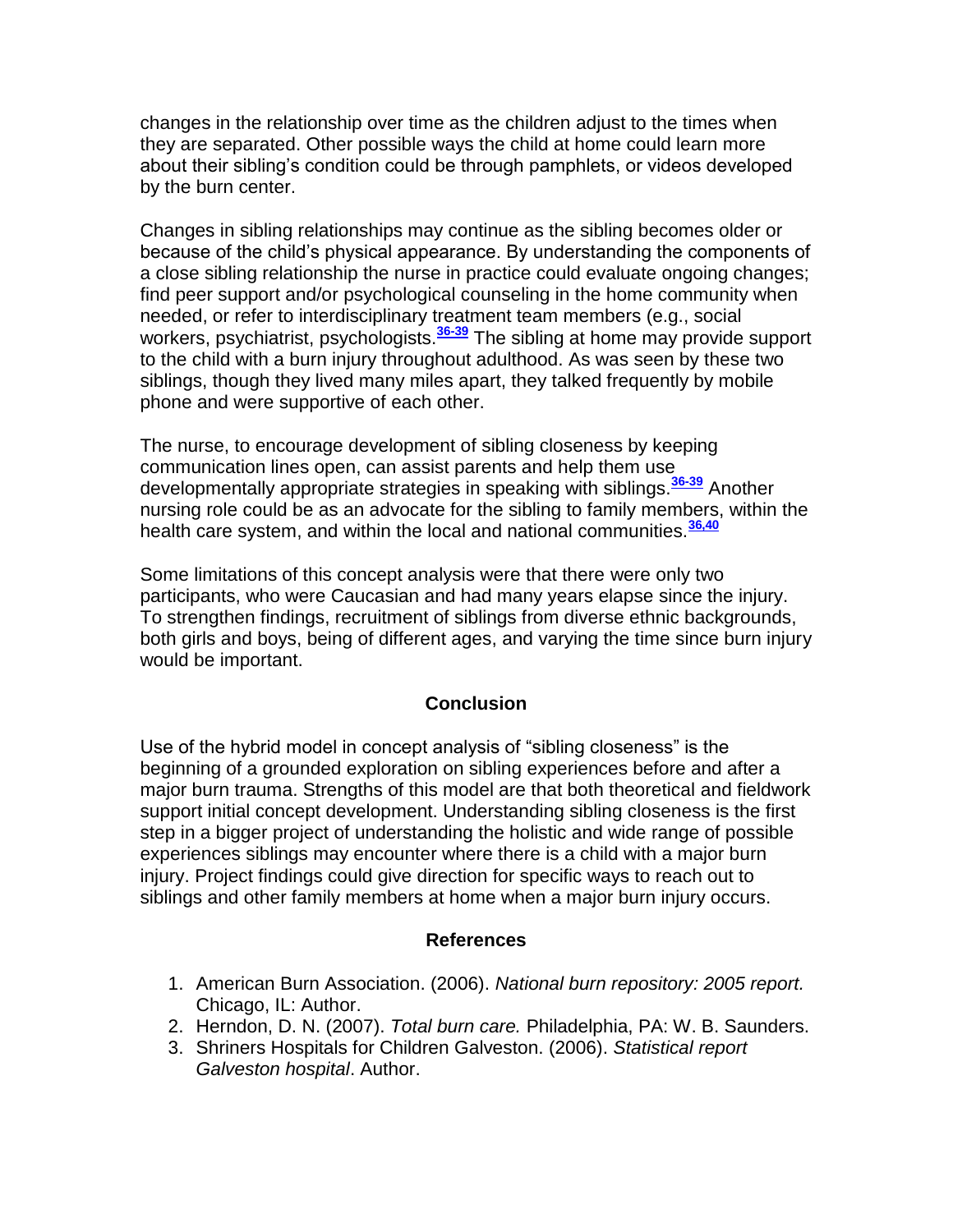changes in the relationship over time as the children adjust to the times when they are separated. Other possible ways the child at home could learn more about their sibling's condition could be through pamphlets, or videos developed by the burn center.

Changes in sibling relationships may continue as the sibling becomes older or because of the child's physical appearance. By understanding the components of a close sibling relationship the nurse in practice could evaluate ongoing changes; find peer support and/or psychological counseling in the home community when needed, or refer to interdisciplinary treatment team members (e.g., social workers, psychiatrist, psychologists.[36-39] The sibling at home may provide support to the child with a burn injury throughout adulthood. As was seen by these two siblings, though they lived many miles apart, they talked frequently by mobile phone and were supportive of each other.

The nurse, to encourage development of sibling closeness by keeping communication lines open, can assist parents and help them use developmentally appropriate strategies in speaking with siblings.[36-39] Another nursing role could be as an advocate for the sibling to family members, within the health care system, and within the local and national communities.[36,40]

Some limitations of this concept analysis were that there were only two participants, who were Caucasian and had many years elapse since the injury. To strengthen findings, recruitment of siblings from diverse ethnic backgrounds, both girls and boys, being of different ages, and varying the time since burn injury would be important.

## Conclusion

Use of the hybrid model in concept analysis of "sibling closeness" is the beginning of a grounded exploration on sibling experiences before and after a major burn trauma. Strengths of this model are that both theoretical and fieldwork support initial concept development. Understanding sibling closeness is the first step in a bigger project of understanding the holistic and wide range of possible experiences siblings may encounter where there is a child with a major burn injury. Project findings could give direction for specific ways to reach out to siblings and other family members at home when a major burn injury occurs.

## References

1. American Burn Association. (2006). *National burn repository: 2005 report.* Chicago, IL: Author.
2. Herndon, D. N. (2007). *Total burn care.* Philadelphia, PA: W. B. Saunders.
3. Shriners Hospitals for Children Galveston. (2006). *Statistical report Galveston hospital*. Author.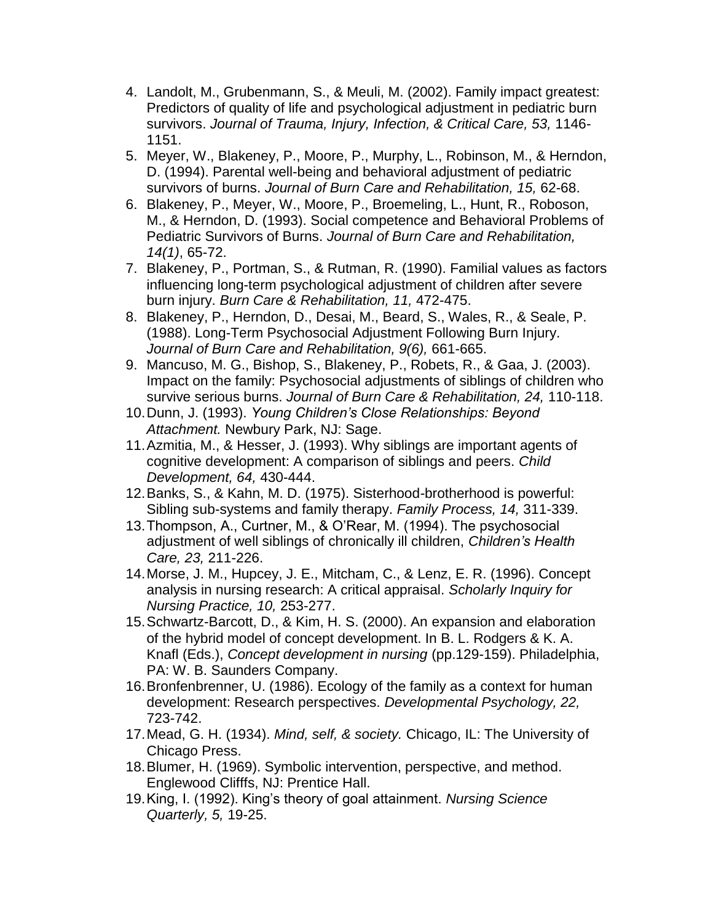4. Landolt, M., Grubenmann, S., & Meuli, M. (2002). Family impact greatest: Predictors of quality of life and psychological adjustment in pediatric burn survivors. *Journal of Trauma, Injury, Infection, & Critical Care, 53,* 1146-1151.
5. Meyer, W., Blakeney, P., Moore, P., Murphy, L., Robinson, M., & Herndon, D. (1994). Parental well-being and behavioral adjustment of pediatric survivors of burns. *Journal of Burn Care and Rehabilitation, 15,* 62-68.
6. Blakeney, P., Meyer, W., Moore, P., Broemeling, L., Hunt, R., Roboson, M., & Herndon, D. (1993). Social competence and Behavioral Problems of Pediatric Survivors of Burns. *Journal of Burn Care and Rehabilitation, 14(1)*, 65-72.
7. Blakeney, P., Portman, S., & Rutman, R. (1990). Familial values as factors influencing long-term psychological adjustment of children after severe burn injury. *Burn Care & Rehabilitation, 11,* 472-475.
8. Blakeney, P., Herndon, D., Desai, M., Beard, S., Wales, R., & Seale, P. (1988). Long-Term Psychosocial Adjustment Following Burn Injury. *Journal of Burn Care and Rehabilitation, 9(6),* 661-665.
9. Mancuso, M. G., Bishop, S., Blakeney, P., Robets, R., & Gaa, J. (2003). Impact on the family: Psychosocial adjustments of siblings of children who survive serious burns. *Journal of Burn Care & Rehabilitation, 24,* 110-118.
10. Dunn, J. (1993). *Young Children's Close Relationships: Beyond Attachment.* Newbury Park, NJ: Sage.
11. Azmitia, M., & Hesser, J. (1993). Why siblings are important agents of cognitive development: A comparison of siblings and peers. *Child Development, 64,* 430-444.
12. Banks, S., & Kahn, M. D. (1975). Sisterhood-brotherhood is powerful: Sibling sub-systems and family therapy. *Family Process, 14,* 311-339.
13. Thompson, A., Curtner, M., & O'Rear, M. (1994). The psychosocial adjustment of well siblings of chronically ill children, *Children's Health Care, 23,* 211-226.
14. Morse, J. M., Hupcey, J. E., Mitcham, C., & Lenz, E. R. (1996). Concept analysis in nursing research: A critical appraisal. *Scholarly Inquiry for Nursing Practice, 10,* 253-277.
15. Schwartz-Barcott, D., & Kim, H. S. (2000). An expansion and elaboration of the hybrid model of concept development. In B. L. Rodgers & K. A. Knafl (Eds.), *Concept development in nursing* (pp.129-159). Philadelphia, PA: W. B. Saunders Company.
16. Bronfenbrenner, U. (1986). Ecology of the family as a context for human development: Research perspectives. *Developmental Psychology, 22,* 723-742.
17. Mead, G. H. (1934). *Mind, self, & society.* Chicago, IL: The University of Chicago Press.
18. Blumer, H. (1969). Symbolic intervention, perspective, and method. Englewood Clifffs, NJ: Prentice Hall.
19. King, I. (1992). King's theory of goal attainment. *Nursing Science Quarterly, 5,* 19-25.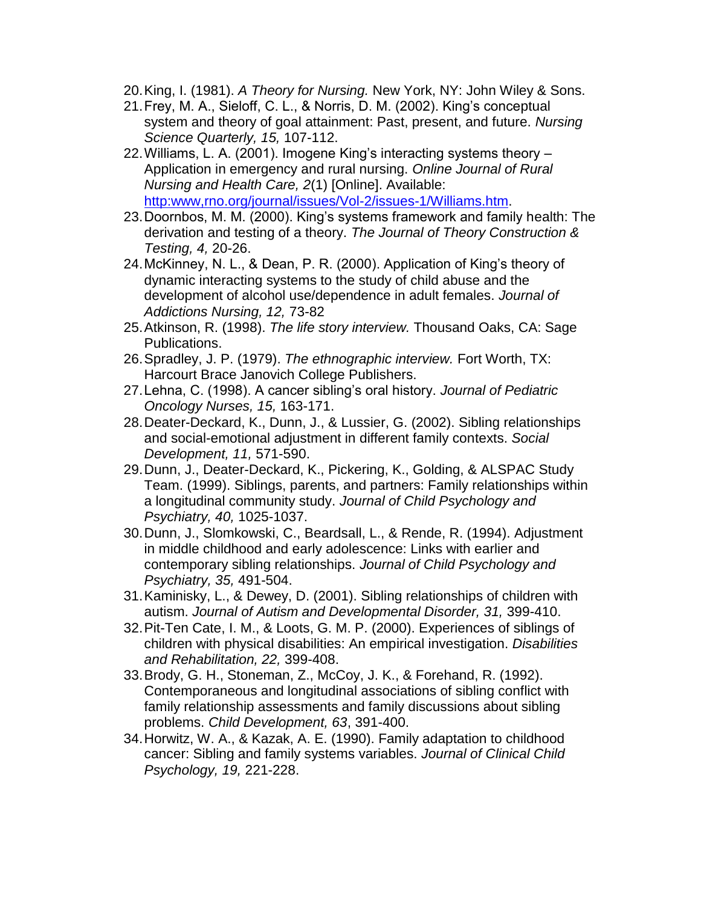20. King, I. (1981). *A Theory for Nursing.* New York, NY: John Wiley & Sons.
21. Frey, M. A., Sieloff, C. L., & Norris, D. M. (2002). King's conceptual system and theory of goal attainment: Past, present, and future. *Nursing Science Quarterly, 15,* 107-112.
22. Williams, L. A. (2001). Imogene King's interacting systems theory – Application in emergency and rural nursing. *Online Journal of Rural Nursing and Health Care, 2*(1) [Online]. Available: http:www,rno.org/journal/issues/Vol-2/issues-1/Williams.htm.
23. Doornbos, M. M. (2000). King's systems framework and family health: The derivation and testing of a theory. *The Journal of Theory Construction & Testing, 4,* 20-26.
24. McKinney, N. L., & Dean, P. R. (2000). Application of King's theory of dynamic interacting systems to the study of child abuse and the development of alcohol use/dependence in adult females. *Journal of Addictions Nursing, 12,* 73-82
25. Atkinson, R. (1998). *The life story interview.* Thousand Oaks, CA: Sage Publications.
26. Spradley, J. P. (1979). *The ethnographic interview.* Fort Worth, TX: Harcourt Brace Janovich College Publishers.
27. Lehna, C. (1998). A cancer sibling's oral history. *Journal of Pediatric Oncology Nurses, 15,* 163-171.
28. Deater-Deckard, K., Dunn, J., & Lussier, G. (2002). Sibling relationships and social-emotional adjustment in different family contexts. *Social Development, 11,* 571-590.
29. Dunn, J., Deater-Deckard, K., Pickering, K., Golding, & ALSPAC Study Team. (1999). Siblings, parents, and partners: Family relationships within a longitudinal community study. *Journal of Child Psychology and Psychiatry, 40,* 1025-1037.
30. Dunn, J., Slomkowski, C., Beardsall, L., & Rende, R. (1994). Adjustment in middle childhood and early adolescence: Links with earlier and contemporary sibling relationships. *Journal of Child Psychology and Psychiatry, 35,* 491-504.
31. Kaminisky, L., & Dewey, D. (2001). Sibling relationships of children with autism. *Journal of Autism and Developmental Disorder, 31,* 399-410.
32. Pit-Ten Cate, I. M., & Loots, G. M. P. (2000). Experiences of siblings of children with physical disabilities: An empirical investigation. *Disabilities and Rehabilitation, 22,* 399-408.
33. Brody, G. H., Stoneman, Z., McCoy, J. K., & Forehand, R. (1992). Contemporaneous and longitudinal associations of sibling conflict with family relationship assessments and family discussions about sibling problems. *Child Development, 63*, 391-400.
34. Horwitz, W. A., & Kazak, A. E. (1990). Family adaptation to childhood cancer: Sibling and family systems variables. *Journal of Clinical Child Psychology, 19,* 221-228.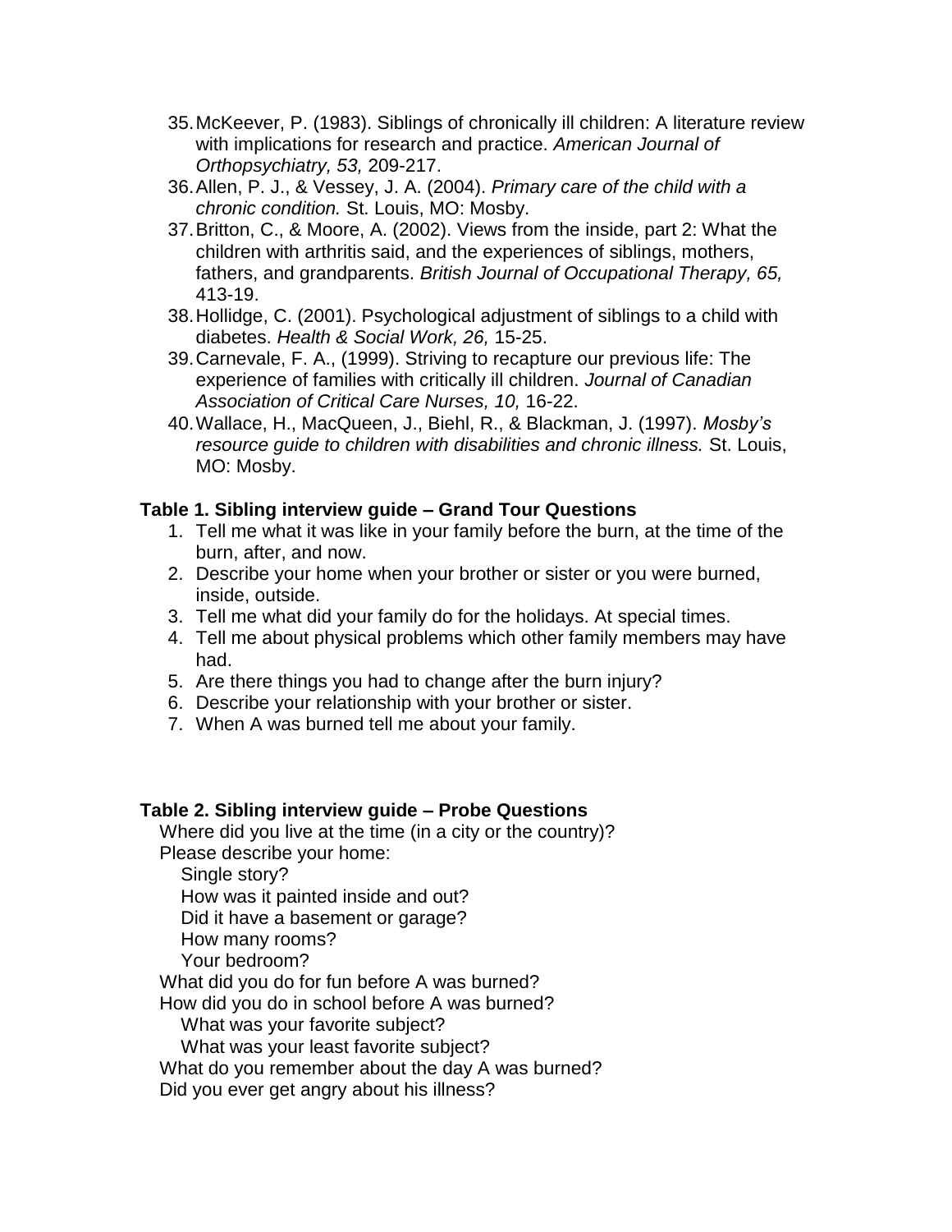35. McKeever, P. (1983). Siblings of chronically ill children: A literature review with implications for research and practice. *American Journal of Orthopsychiatry, 53,* 209-217.
36. Allen, P. J., & Vessey, J. A. (2004). *Primary care of the child with a chronic condition.* St. Louis, MO: Mosby.
37. Britton, C., & Moore, A. (2002). Views from the inside, part 2: What the children with arthritis said, and the experiences of siblings, mothers, fathers, and grandparents. *British Journal of Occupational Therapy, 65,* 413-19.
38. Hollidge, C. (2001). Psychological adjustment of siblings to a child with diabetes. *Health & Social Work, 26,* 15-25.
39. Carnevale, F. A., (1999). Striving to recapture our previous life: The experience of families with critically ill children. *Journal of Canadian Association of Critical Care Nurses, 10,* 16-22.
40. Wallace, H., MacQueen, J., Biehl, R., & Blackman, J. (1997). *Mosby's resource guide to children with disabilities and chronic illness.* St. Louis, MO: Mosby.

**Table 1. Sibling interview guide – Grand Tour Questions**

1. Tell me what it was like in your family before the burn, at the time of the burn, after, and now.
2. Describe your home when your brother or sister or you were burned, inside, outside.
3. Tell me what did your family do for the holidays. At special times.
4. Tell me about physical problems which other family members may have had.
5. Are there things you had to change after the burn injury?
6. Describe your relationship with your brother or sister.
7. When A was burned tell me about your family.

**Table 2. Sibling interview guide – Probe Questions**

Where did you live at the time (in a city or the country)?
Please describe your home:
- Single story?
- How was it painted inside and out?
- Did it have a basement or garage?
- How many rooms?
- Your bedroom?

What did you do for fun before A was burned?
How did you do in school before A was burned?
- What was your favorite subject?
- What was your least favorite subject?

What do you remember about the day A was burned?
Did you ever get angry about his illness?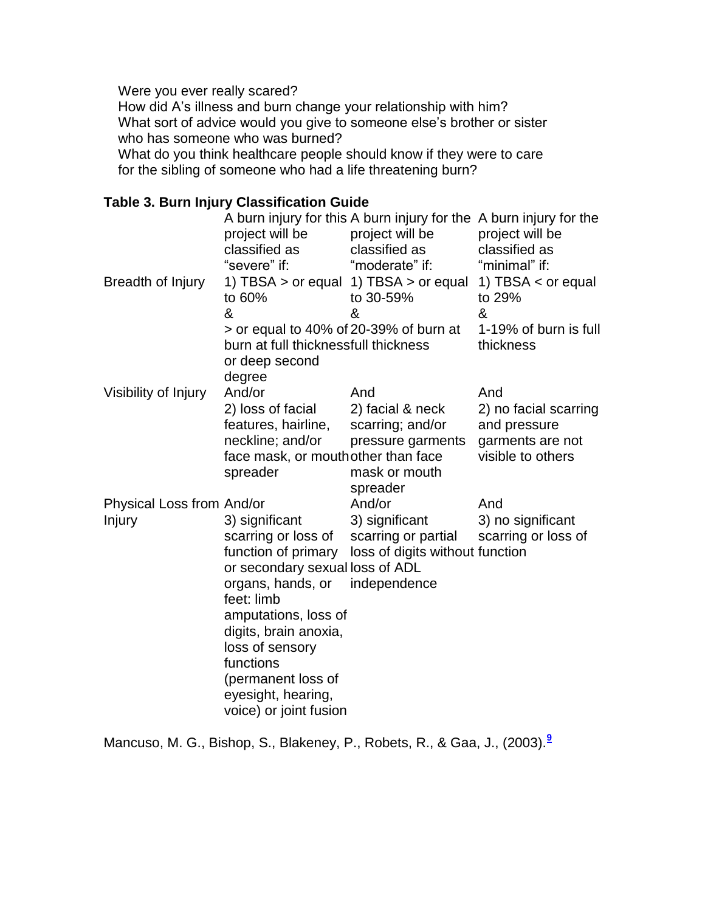Were you ever really scared?
How did A's illness and burn change your relationship with him?
What sort of advice would you give to someone else's brother or sister who has someone who was burned?
What do you think healthcare people should know if they were to care for the sibling of someone who had a life threatening burn?

**Table 3. Burn Injury Classification Guide**

| | A burn injury for this project will be classified as "severe" if: | A burn injury for the project will be classified as "moderate" if: | A burn injury for the project will be classified as "minimal" if: |
|---|---|---|---|
| Breadth of Injury | 1) TBSA > or equal to 60% & > or equal to 40% of burn at full thickness or deep second degree | 1) TBSA > or equal to 30-59% & 20-39% of burn at full thickness | 1) TBSA < or equal to 29% & 1-19% of burn is full thickness |
| Visibility of Injury | And/or 2) loss of facial features, hairline, neckline; and/or face mask, or mouth spreader | And 2) facial & neck scarring; and/or pressure garments other than face mask or mouth spreader | And 2) no facial scarring and pressure garments are not visible to others |
| Physical Loss from Injury | And/or 3) significant scarring or loss of function of primary or secondary sexual organs, hands, or feet: limb amputations, loss of digits, brain anoxia, loss of sensory functions (permanent loss of eyesight, hearing, voice) or joint fusion | And/or 3) significant scarring or partial loss of digits without loss of ADL independence | And 3) no significant scarring or loss of function |

Mancuso, M. G., Bishop, S., Blakeney, P., Robets, R., & Gaa, J., (2003).[9]